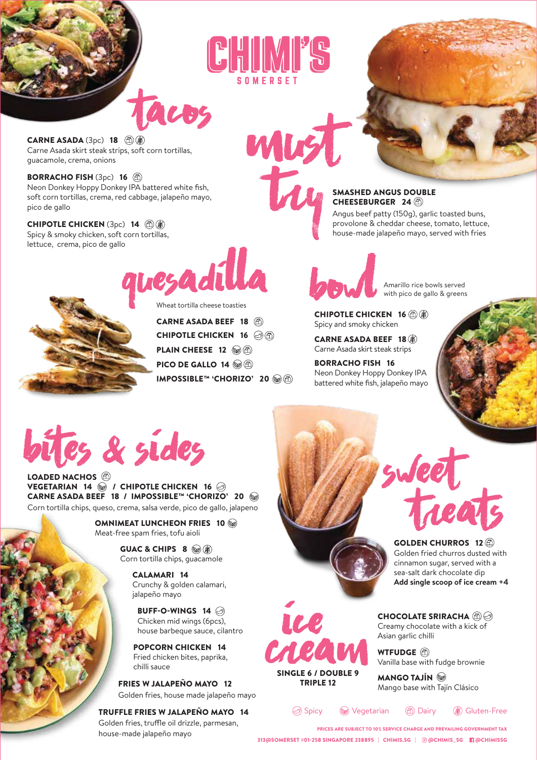# CHIMI'S

SOMERSET

## tacos

**CARNE ASADA** (3pc) **18** (Dairy) (Gluten-Free)
Carne Asada skirt steak strips, soft corn tortillas, guacamole, crema, onions

**BORRACHO FISH** (3pc) **16** (Dairy)
Neon Donkey Hoppy Donkey IPA battered white fish, soft corn tortillas, crema, red cabbage, jalapeño mayo, pico de gallo

**CHIPOTLE CHICKEN** (3pc) **14** (Dairy) (Gluten-Free)
Spicy & smoky chicken, soft corn tortillas, lettuce, crema, pico de gallo

## must try

**SMASHED ANGUS DOUBLE CHEESEBURGER 24** (Dairy)
Angus beef patty (150g), garlic toasted buns, provolone & cheddar cheese, tomato, lettuce, house-made jalapeño mayo, served with fries

## quesadilla

Wheat tortilla cheese toasties

**CARNE ASADA BEEF 18** (Dairy)
**CHIPOTLE CHICKEN 16** (Spicy) (Dairy)
**PLAIN CHEESE 12** (Vegetarian) (Dairy)
**PICO DE GALLO 14** (Vegetarian) (Dairy)
**IMPOSSIBLE™ 'CHORIZO' 20** (Vegetarian) (Dairy)

## bowl

Amarillo rice bowls served with pico de gallo & greens

**CHIPOTLE CHICKEN 16** (Dairy) (Gluten-Free)
Spicy and smoky chicken

**CARNE ASADA BEEF 18** (Gluten-Free)
Carne Asada skirt steak strips

**BORRACHO FISH 16**
Neon Donkey Hoppy Donkey IPA battered white fish, jalapeño mayo

## bites & sides

**LOADED NACHOS** (Dairy)
**VEGETARIAN 14** (Vegetarian) **/ CHIPOTLE CHICKEN 16** (Spicy)
**CARNE ASADA BEEF 18 / IMPOSSIBLE™ 'CHORIZO' 20** (Vegetarian)
Corn tortilla chips, queso, crema, salsa verde, pico de gallo, jalapeno

**OMNIMEAT LUNCHEON FRIES 10** (Vegetarian)
Meat-free spam fries, tofu aioli

**GUAC & CHIPS 8** (Vegetarian) (Gluten-Free)
Corn tortilla chips, guacamole

**CALAMARI 14**
Crunchy & golden calamari, jalapeño mayo

**BUFF-O-WINGS 14** (Spicy)
Chicken mid wings (6pcs), house barbeque sauce, cilantro

**POPCORN CHICKEN 14**
Fried chicken bites, paprika, chilli sauce

**FRIES W JALAPEÑO MAYO 12**
Golden fries, house made jalapeño mayo

**TRUFFLE FRIES W JALAPEÑO MAYO 14**
Golden fries, truffle oil drizzle, parmesan, house-made jalapeño mayo

## sweet treats

**GOLDEN CHURROS 12** (Dairy)
Golden fried churros dusted with cinnamon sugar, served with a sea-salt dark chocolate dip
**Add single scoop of ice cream +4**

## ice cream

**SINGLE 6 / DOUBLE 9**
**TRIPLE 12**

**CHOCOLATE SRIRACHA** (Dairy) (Spicy)
Creamy chocolate with a kick of Asian garlic chilli

**WTFUDGE** (Dairy)
Vanilla base with fudge brownie

**MANGO TAJÍN** (Vegetarian)
Mango base with Tajín Clásico

Spicy | Vegetarian | Dairy | Gluten-Free

PRICES ARE SUBJECT TO 10% SERVICE CHARGE AND PREVAILING GOVERNMENT TAX

313@SOMERSET #01-25B SINGAPORE 238895 | CHIMIS.SG | @CHIMIS_SG | @CHIMISSG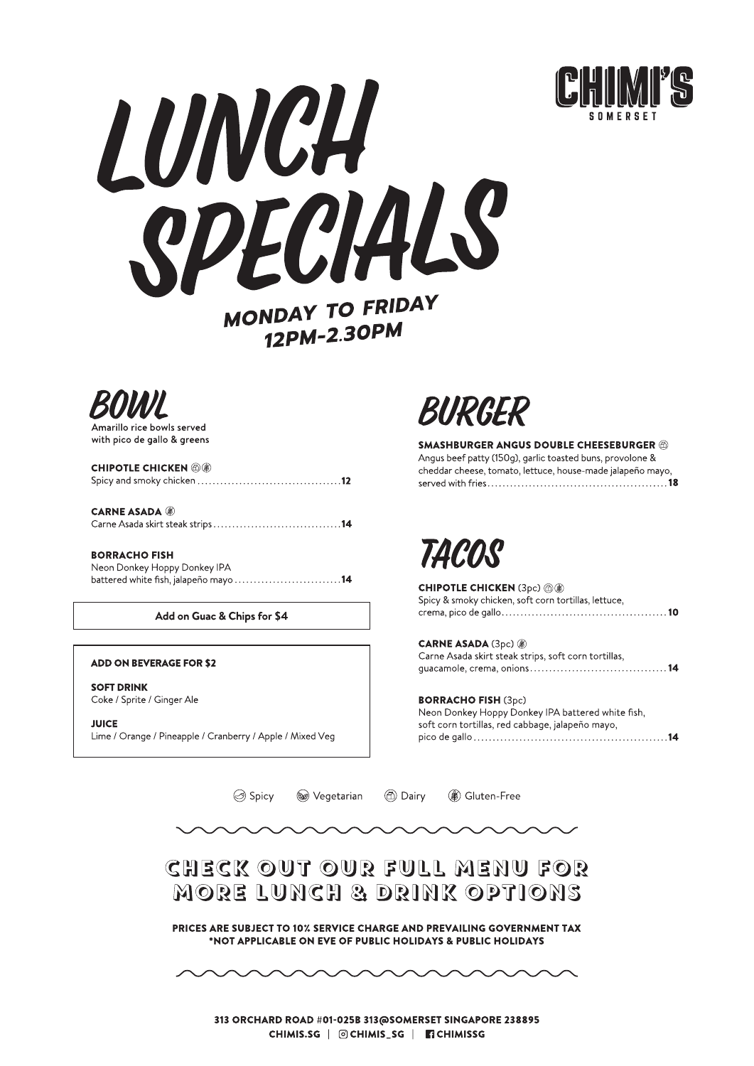CHIMI'S
SOMERSET

# LUNCH SPECIALS

***MONDAY TO FRIDAY***
***12PM-2.30PM***

## BOWL

Amarillo rice bowls served with pico de gallo & greens

**CHIPOTLE CHICKEN** (Dairy) (Gluten-Free)
Spicy and smoky chicken .......... **12**

**CARNE ASADA** (Gluten-Free)
Carne Asada skirt steak strips .......... **14**

**BORRACHO FISH**
Neon Donkey Hoppy Donkey IPA battered white fish, jalapeño mayo .......... **14**

**Add on Guac & Chips for $4**

**ADD ON BEVERAGE FOR $2**

**SOFT DRINK**
Coke / Sprite / Ginger Ale

**JUICE**
Lime / Orange / Pineapple / Cranberry / Apple / Mixed Veg

## BURGER

**SMASHBURGER ANGUS DOUBLE CHEESEBURGER** (Dairy)
Angus beef patty (150g), garlic toasted buns, provolone & cheddar cheese, tomato, lettuce, house-made jalapeño mayo, served with fries .......... **18**

## TACOS

**CHIPOTLE CHICKEN** (3pc) (Dairy) (Gluten-Free)
Spicy & smoky chicken, soft corn tortillas, lettuce, crema, pico de gallo .......... **10**

**CARNE ASADA** (3pc) (Gluten-Free)
Carne Asada skirt steak strips, soft corn tortillas, guacamole, crema, onions .......... **14**

**BORRACHO FISH** (3pc)
Neon Donkey Hoppy Donkey IPA battered white fish, soft corn tortillas, red cabbage, jalapeño mayo, pico de gallo .......... **14**

Spicy | Vegetarian | Dairy | Gluten-Free

## CHECK OUT OUR FULL MENU FOR MORE LUNCH & DRINK OPTIONS

**PRICES ARE SUBJECT TO 10% SERVICE CHARGE AND PREVAILING GOVERNMENT TAX**
***NOT APPLICABLE ON EVE OF PUBLIC HOLIDAYS & PUBLIC HOLIDAYS**

**313 ORCHARD ROAD #01-025B 313@SOMERSET SINGAPORE 238895**
**CHIMIS.SG | CHIMIS_SG | CHIMISSG**